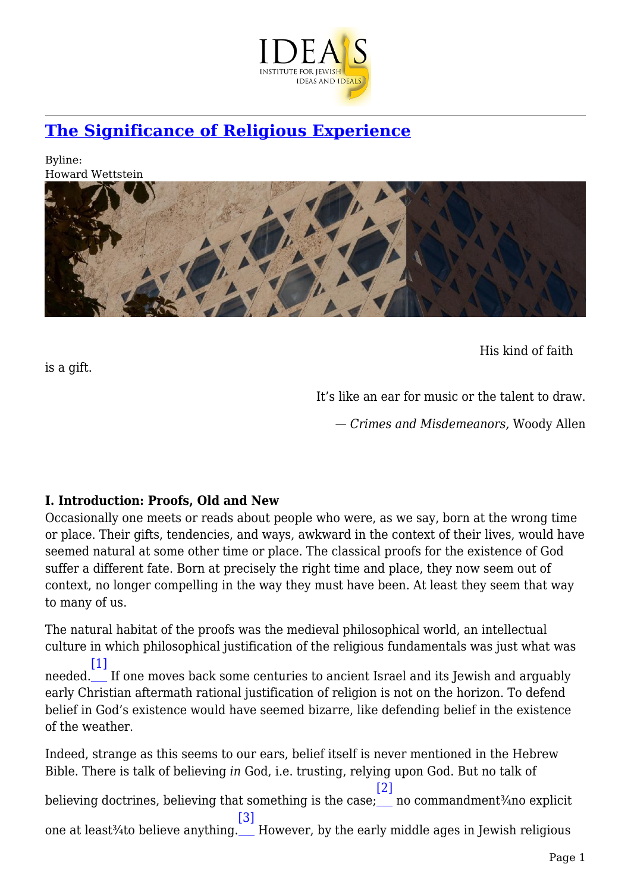# [The Significance of Religious Experience](#)

Byline:
Howard Wettstein

> His kind of faith is a gift.
>
> It's like an ear for music or the talent to draw.
>
> — *Crimes and Misdemeanors,* Woody Allen

**I. Introduction: Proofs, Old and New**

Occasionally one meets or reads about people who were, as we say, born at the wrong time or place. Their gifts, tendencies, and ways, awkward in the context of their lives, would have seemed natural at some other time or place. The classical proofs for the existence of God suffer a different fate. Born at precisely the right time and place, they now seem out of context, no longer compelling in the way they must have been. At least they seem that way to many of us.

The natural habitat of the proofs was the medieval philosophical world, an intellectual culture in which philosophical justification of the religious fundamentals was just what was needed.[1] If one moves back some centuries to ancient Israel and its Jewish and arguably early Christian aftermath rational justification of religion is not on the horizon. To defend belief in God's existence would have seemed bizarre, like defending belief in the existence of the weather.

Indeed, strange as this seems to our ears, belief itself is never mentioned in the Hebrew Bible. There is talk of believing *in* God, i.e. trusting, relying upon God. But no talk of believing doctrines, believing that something is the case;[2] no commandment¾no explicit one at least¾to believe anything.[3] However, by the early middle ages in Jewish religious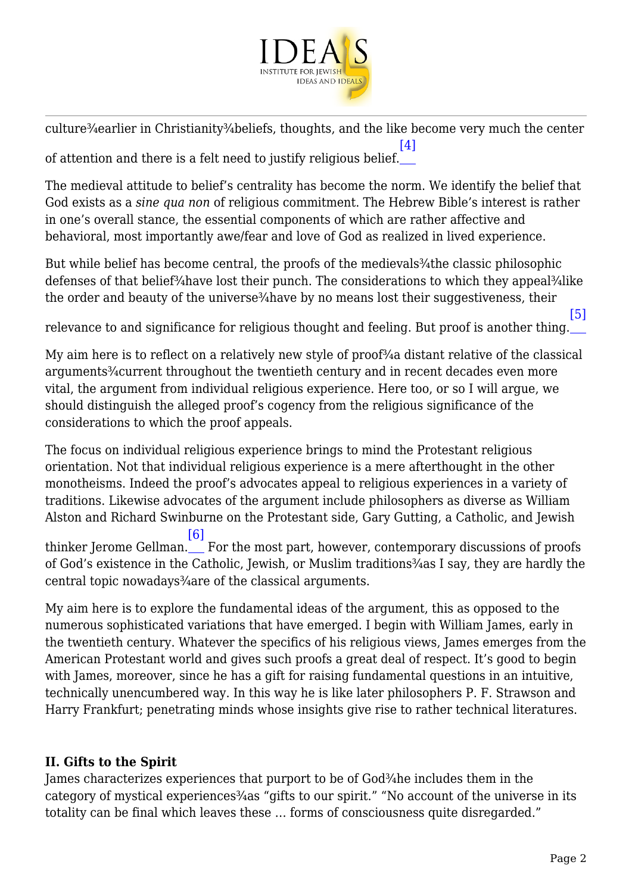culture¾earlier in Christianity¾beliefs, thoughts, and the like become very much the center of attention and there is a felt need to justify religious belief.[4]

The medieval attitude to belief's centrality has become the norm. We identify the belief that God exists as a *sine qua non* of religious commitment. The Hebrew Bible's interest is rather in one's overall stance, the essential components of which are rather affective and behavioral, most importantly awe/fear and love of God as realized in lived experience.

But while belief has become central, the proofs of the medievals¾the classic philosophic defenses of that belief¾have lost their punch. The considerations to which they appeal¾like the order and beauty of the universe¾have by no means lost their suggestiveness, their relevance to and significance for religious thought and feeling. But proof is another thing.[5]

My aim here is to reflect on a relatively new style of proof¾a distant relative of the classical arguments¾current throughout the twentieth century and in recent decades even more vital, the argument from individual religious experience. Here too, or so I will argue, we should distinguish the alleged proof's cogency from the religious significance of the considerations to which the proof appeals.

The focus on individual religious experience brings to mind the Protestant religious orientation. Not that individual religious experience is a mere afterthought in the other monotheisms. Indeed the proof's advocates appeal to religious experiences in a variety of traditions. Likewise advocates of the argument include philosophers as diverse as William Alston and Richard Swinburne on the Protestant side, Gary Gutting, a Catholic, and Jewish thinker Jerome Gellman.[6] For the most part, however, contemporary discussions of proofs of God's existence in the Catholic, Jewish, or Muslim traditions¾as I say, they are hardly the central topic nowadays¾are of the classical arguments.

My aim here is to explore the fundamental ideas of the argument, this as opposed to the numerous sophisticated variations that have emerged. I begin with William James, early in the twentieth century. Whatever the specifics of his religious views, James emerges from the American Protestant world and gives such proofs a great deal of respect. It's good to begin with James, moreover, since he has a gift for raising fundamental questions in an intuitive, technically unencumbered way. In this way he is like later philosophers P. F. Strawson and Harry Frankfurt; penetrating minds whose insights give rise to rather technical literatures.

## II. Gifts to the Spirit

James characterizes experiences that purport to be of God¾he includes them in the category of mystical experiences¾as "gifts to our spirit." "No account of the universe in its totality can be final which leaves these … forms of consciousness quite disregarded."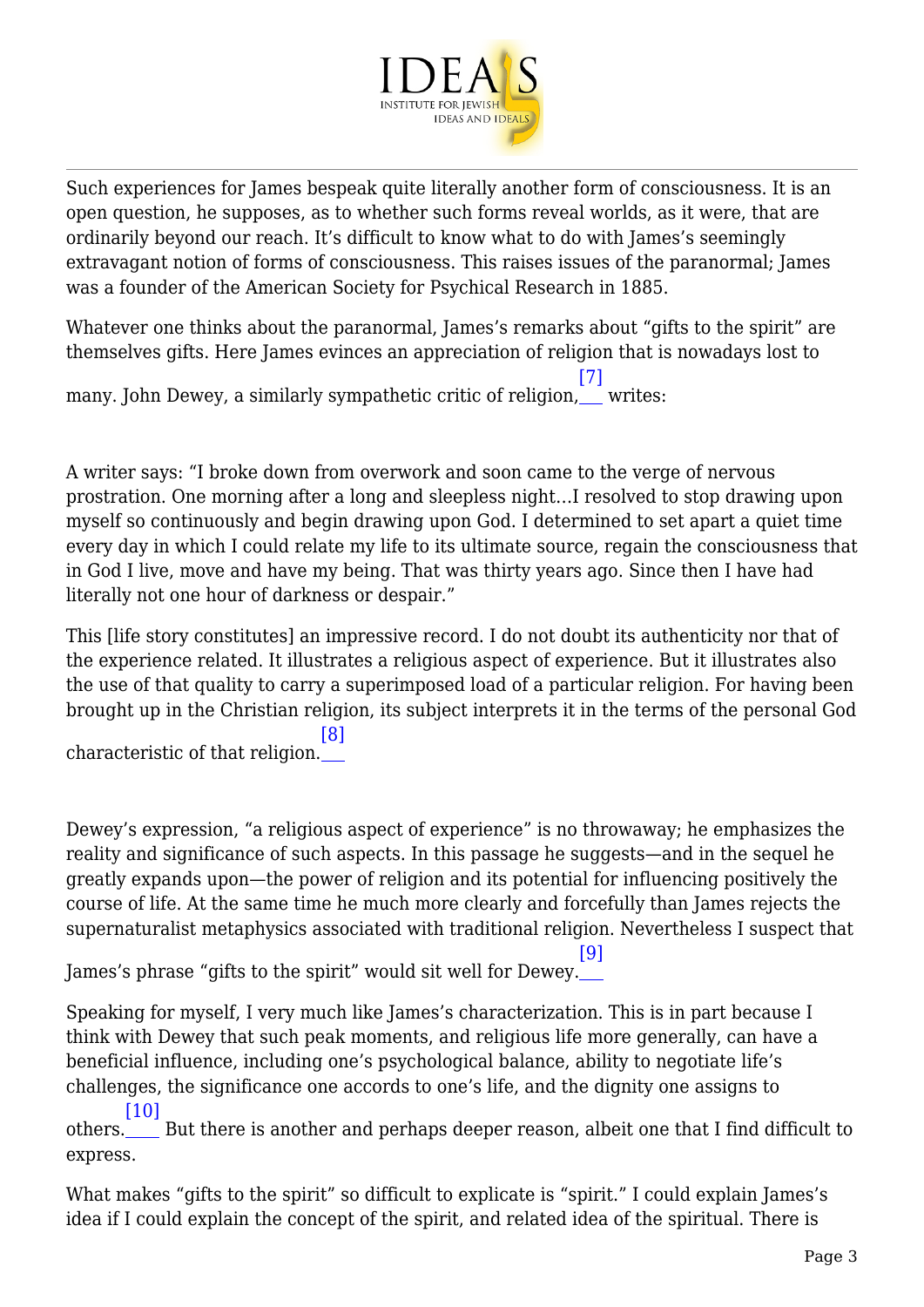Such experiences for James bespeak quite literally another form of consciousness. It is an open question, he supposes, as to whether such forms reveal worlds, as it were, that are ordinarily beyond our reach. It's difficult to know what to do with James's seemingly extravagant notion of forms of consciousness. This raises issues of the paranormal; James was a founder of the American Society for Psychical Research in 1885.

Whatever one thinks about the paranormal, James's remarks about "gifts to the spirit" are themselves gifts. Here James evinces an appreciation of religion that is nowadays lost to many. John Dewey, a similarly sympathetic critic of religion,[7] writes:

> A writer says: "I broke down from overwork and soon came to the verge of nervous prostration. One morning after a long and sleepless night…I resolved to stop drawing upon myself so continuously and begin drawing upon God. I determined to set apart a quiet time every day in which I could relate my life to its ultimate source, regain the consciousness that in God I live, move and have my being. That was thirty years ago. Since then I have had literally not one hour of darkness or despair."
>
> This [life story constitutes] an impressive record. I do not doubt its authenticity nor that of the experience related. It illustrates a religious aspect of experience. But it illustrates also the use of that quality to carry a superimposed load of a particular religion. For having been brought up in the Christian religion, its subject interprets it in the terms of the personal God characteristic of that religion.[8]

Dewey's expression, "a religious aspect of experience" is no throwaway; he emphasizes the reality and significance of such aspects. In this passage he suggests—and in the sequel he greatly expands upon—the power of religion and its potential for influencing positively the course of life. At the same time he much more clearly and forcefully than James rejects the supernaturalist metaphysics associated with traditional religion. Nevertheless I suspect that James's phrase "gifts to the spirit" would sit well for Dewey.[9]

Speaking for myself, I very much like James's characterization. This is in part because I think with Dewey that such peak moments, and religious life more generally, can have a beneficial influence, including one's psychological balance, ability to negotiate life's challenges, the significance one accords to one's life, and the dignity one assigns to others.[10] But there is another and perhaps deeper reason, albeit one that I find difficult to express.

What makes "gifts to the spirit" so difficult to explicate is "spirit." I could explain James's idea if I could explain the concept of the spirit, and related idea of the spiritual. There is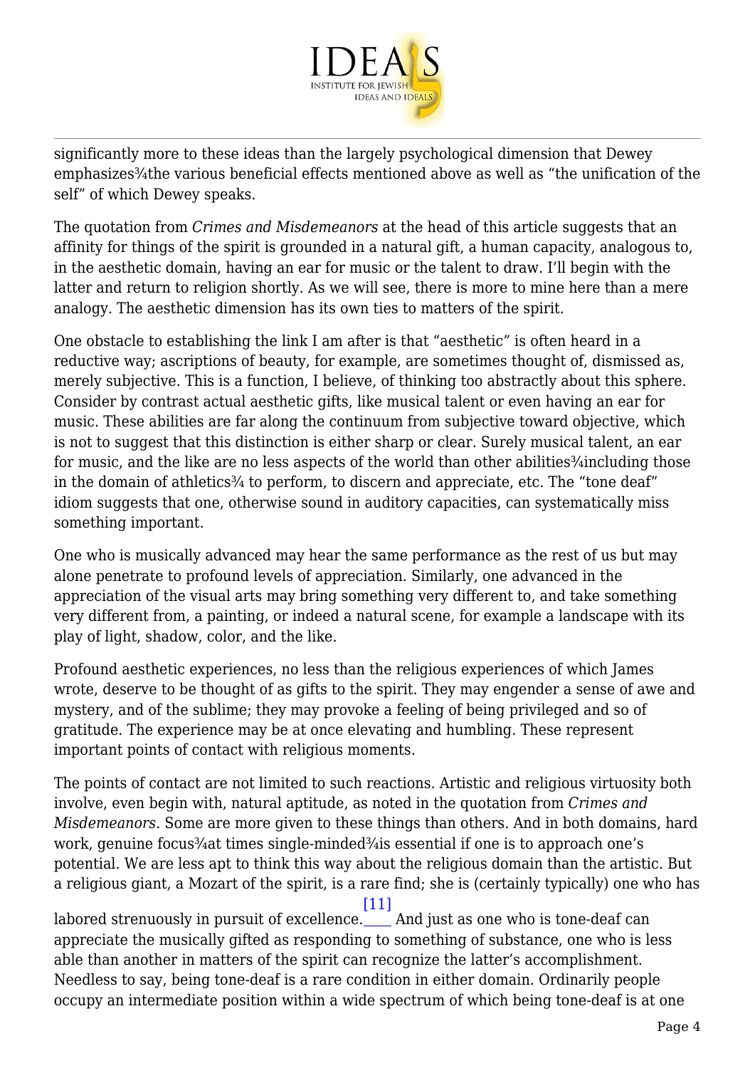significantly more to these ideas than the largely psychological dimension that Dewey emphasizes¾the various beneficial effects mentioned above as well as "the unification of the self" of which Dewey speaks.

The quotation from *Crimes and Misdemeanors* at the head of this article suggests that an affinity for things of the spirit is grounded in a natural gift, a human capacity, analogous to, in the aesthetic domain, having an ear for music or the talent to draw. I'll begin with the latter and return to religion shortly. As we will see, there is more to mine here than a mere analogy. The aesthetic dimension has its own ties to matters of the spirit.

One obstacle to establishing the link I am after is that "aesthetic" is often heard in a reductive way; ascriptions of beauty, for example, are sometimes thought of, dismissed as, merely subjective. This is a function, I believe, of thinking too abstractly about this sphere. Consider by contrast actual aesthetic gifts, like musical talent or even having an ear for music. These abilities are far along the continuum from subjective toward objective, which is not to suggest that this distinction is either sharp or clear. Surely musical talent, an ear for music, and the like are no less aspects of the world than other abilities¾including those in the domain of athletics¾ to perform, to discern and appreciate, etc. The "tone deaf" idiom suggests that one, otherwise sound in auditory capacities, can systematically miss something important.

One who is musically advanced may hear the same performance as the rest of us but may alone penetrate to profound levels of appreciation. Similarly, one advanced in the appreciation of the visual arts may bring something very different to, and take something very different from, a painting, or indeed a natural scene, for example a landscape with its play of light, shadow, color, and the like.

Profound aesthetic experiences, no less than the religious experiences of which James wrote, deserve to be thought of as gifts to the spirit. They may engender a sense of awe and mystery, and of the sublime; they may provoke a feeling of being privileged and so of gratitude. The experience may be at once elevating and humbling. These represent important points of contact with religious moments.

The points of contact are not limited to such reactions. Artistic and religious virtuosity both involve, even begin with, natural aptitude, as noted in the quotation from *Crimes and Misdemeanors*. Some are more given to these things than others. And in both domains, hard work, genuine focus¾at times single-minded¾is essential if one is to approach one's potential. We are less apt to think this way about the religious domain than the artistic. But a religious giant, a Mozart of the spirit, is a rare find; she is (certainly typically) one who has labored strenuously in pursuit of excellence.[11] And just as one who is tone-deaf can appreciate the musically gifted as responding to something of substance, one who is less able than another in matters of the spirit can recognize the latter's accomplishment. Needless to say, being tone-deaf is a rare condition in either domain. Ordinarily people occupy an intermediate position within a wide spectrum of which being tone-deaf is at one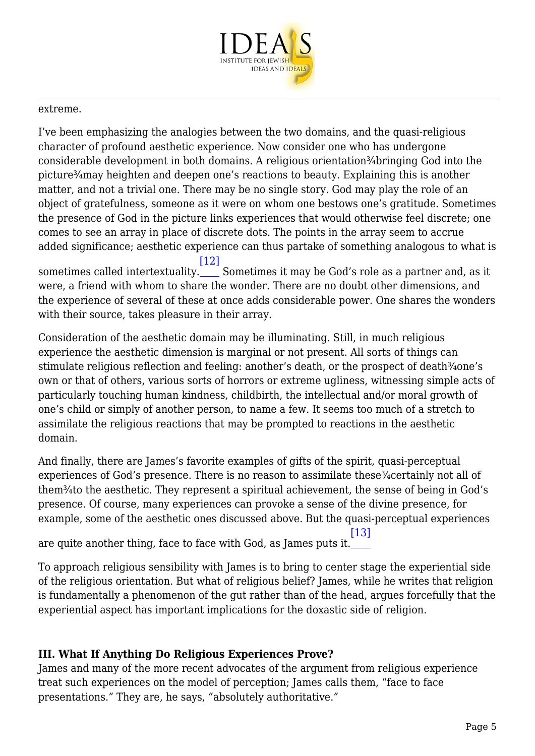extreme.

I've been emphasizing the analogies between the two domains, and the quasi-religious character of profound aesthetic experience. Now consider one who has undergone considerable development in both domains. A religious orientation¾bringing God into the picture¾may heighten and deepen one's reactions to beauty. Explaining this is another matter, and not a trivial one. There may be no single story. God may play the role of an object of gratefulness, someone as it were on whom one bestows one's gratitude. Sometimes the presence of God in the picture links experiences that would otherwise feel discrete; one comes to see an array in place of discrete dots. The points in the array seem to accrue added significance; aesthetic experience can thus partake of something analogous to what is sometimes called intertextuality.[12] Sometimes it may be God's role as a partner and, as it were, a friend with whom to share the wonder. There are no doubt other dimensions, and the experience of several of these at once adds considerable power. One shares the wonders with their source, takes pleasure in their array.

Consideration of the aesthetic domain may be illuminating. Still, in much religious experience the aesthetic dimension is marginal or not present. All sorts of things can stimulate religious reflection and feeling: another's death, or the prospect of death¾one's own or that of others, various sorts of horrors or extreme ugliness, witnessing simple acts of particularly touching human kindness, childbirth, the intellectual and/or moral growth of one's child or simply of another person, to name a few. It seems too much of a stretch to assimilate the religious reactions that may be prompted to reactions in the aesthetic domain.

And finally, there are James's favorite examples of gifts of the spirit, quasi-perceptual experiences of God's presence. There is no reason to assimilate these¾certainly not all of them¾to the aesthetic. They represent a spiritual achievement, the sense of being in God's presence. Of course, many experiences can provoke a sense of the divine presence, for example, some of the aesthetic ones discussed above. But the quasi-perceptual experiences are quite another thing, face to face with God, as James puts it.[13]

To approach religious sensibility with James is to bring to center stage the experiential side of the religious orientation. But what of religious belief? James, while he writes that religion is fundamentally a phenomenon of the gut rather than of the head, argues forcefully that the experiential aspect has important implications for the doxastic side of religion.

### III. What If Anything Do Religious Experiences Prove?

James and many of the more recent advocates of the argument from religious experience treat such experiences on the model of perception; James calls them, "face to face presentations." They are, he says, "absolutely authoritative."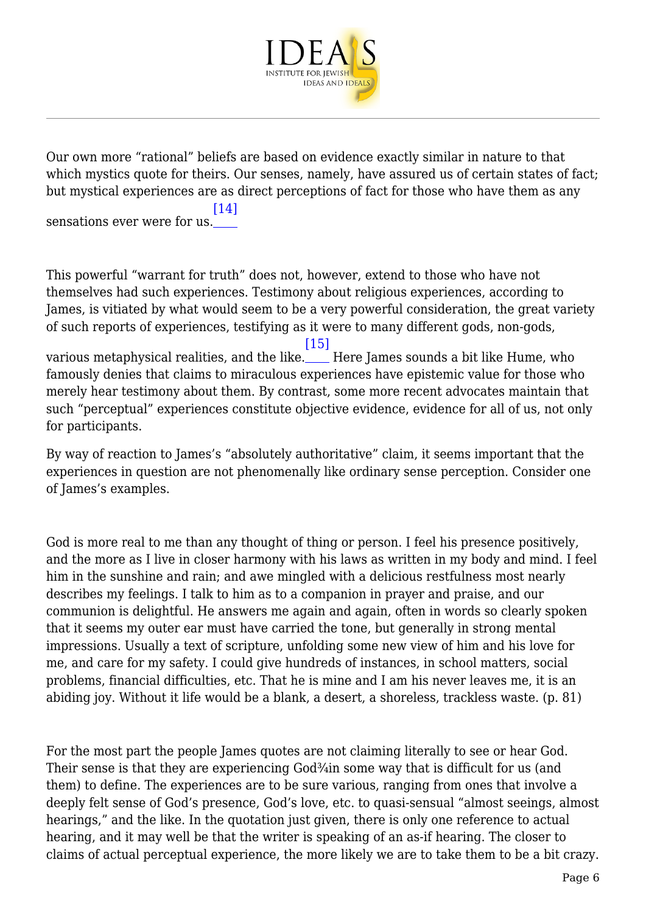Our own more "rational" beliefs are based on evidence exactly similar in nature to that which mystics quote for theirs. Our senses, namely, have assured us of certain states of fact; but mystical experiences are as direct perceptions of fact for those who have them as any sensations ever were for us.[14]

This powerful "warrant for truth" does not, however, extend to those who have not themselves had such experiences. Testimony about religious experiences, according to James, is vitiated by what would seem to be a very powerful consideration, the great variety of such reports of experiences, testifying as it were to many different gods, non-gods, various metaphysical realities, and the like.[15] Here James sounds a bit like Hume, who famously denies that claims to miraculous experiences have epistemic value for those who merely hear testimony about them. By contrast, some more recent advocates maintain that such "perceptual" experiences constitute objective evidence, evidence for all of us, not only for participants.

By way of reaction to James's "absolutely authoritative" claim, it seems important that the experiences in question are not phenomenally like ordinary sense perception. Consider one of James's examples.

God is more real to me than any thought of thing or person. I feel his presence positively, and the more as I live in closer harmony with his laws as written in my body and mind. I feel him in the sunshine and rain; and awe mingled with a delicious restfulness most nearly describes my feelings. I talk to him as to a companion in prayer and praise, and our communion is delightful. He answers me again and again, often in words so clearly spoken that it seems my outer ear must have carried the tone, but generally in strong mental impressions. Usually a text of scripture, unfolding some new view of him and his love for me, and care for my safety. I could give hundreds of instances, in school matters, social problems, financial difficulties, etc. That he is mine and I am his never leaves me, it is an abiding joy. Without it life would be a blank, a desert, a shoreless, trackless waste. (p. 81)

For the most part the people James quotes are not claiming literally to see or hear God. Their sense is that they are experiencing God¾in some way that is difficult for us (and them) to define. The experiences are to be sure various, ranging from ones that involve a deeply felt sense of God's presence, God's love, etc. to quasi-sensual "almost seeings, almost hearings," and the like. In the quotation just given, there is only one reference to actual hearing, and it may well be that the writer is speaking of an as-if hearing. The closer to claims of actual perceptual experience, the more likely we are to take them to be a bit crazy.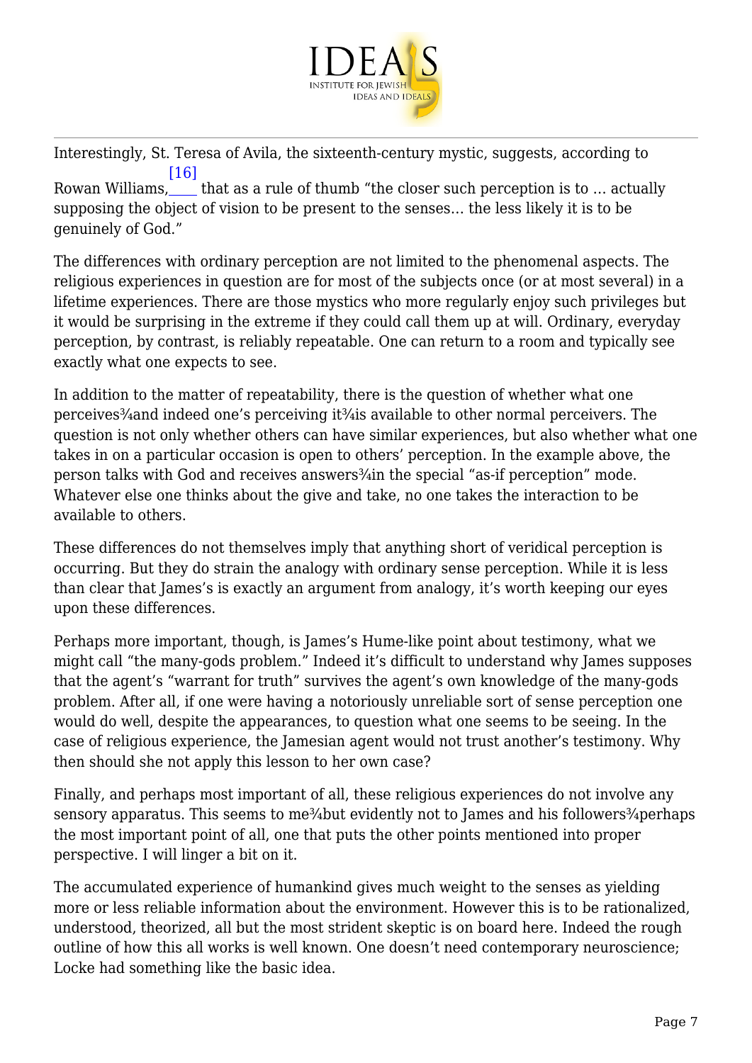Interestingly, St. Teresa of Avila, the sixteenth-century mystic, suggests, according to Rowan Williams,[16] that as a rule of thumb "the closer such perception is to … actually supposing the object of vision to be present to the senses… the less likely it is to be genuinely of God."

The differences with ordinary perception are not limited to the phenomenal aspects. The religious experiences in question are for most of the subjects once (or at most several) in a lifetime experiences. There are those mystics who more regularly enjoy such privileges but it would be surprising in the extreme if they could call them up at will. Ordinary, everyday perception, by contrast, is reliably repeatable. One can return to a room and typically see exactly what one expects to see.

In addition to the matter of repeatability, there is the question of whether what one perceives¾and indeed one's perceiving it¾is available to other normal perceivers. The question is not only whether others can have similar experiences, but also whether what one takes in on a particular occasion is open to others' perception. In the example above, the person talks with God and receives answers¾in the special "as-if perception" mode. Whatever else one thinks about the give and take, no one takes the interaction to be available to others.

These differences do not themselves imply that anything short of veridical perception is occurring. But they do strain the analogy with ordinary sense perception. While it is less than clear that James's is exactly an argument from analogy, it's worth keeping our eyes upon these differences.

Perhaps more important, though, is James's Hume-like point about testimony, what we might call "the many-gods problem." Indeed it's difficult to understand why James supposes that the agent's "warrant for truth" survives the agent's own knowledge of the many-gods problem. After all, if one were having a notoriously unreliable sort of sense perception one would do well, despite the appearances, to question what one seems to be seeing. In the case of religious experience, the Jamesian agent would not trust another's testimony. Why then should she not apply this lesson to her own case?

Finally, and perhaps most important of all, these religious experiences do not involve any sensory apparatus. This seems to me¾but evidently not to James and his followers¾perhaps the most important point of all, one that puts the other points mentioned into proper perspective. I will linger a bit on it.

The accumulated experience of humankind gives much weight to the senses as yielding more or less reliable information about the environment. However this is to be rationalized, understood, theorized, all but the most strident skeptic is on board here. Indeed the rough outline of how this all works is well known. One doesn't need contemporary neuroscience; Locke had something like the basic idea.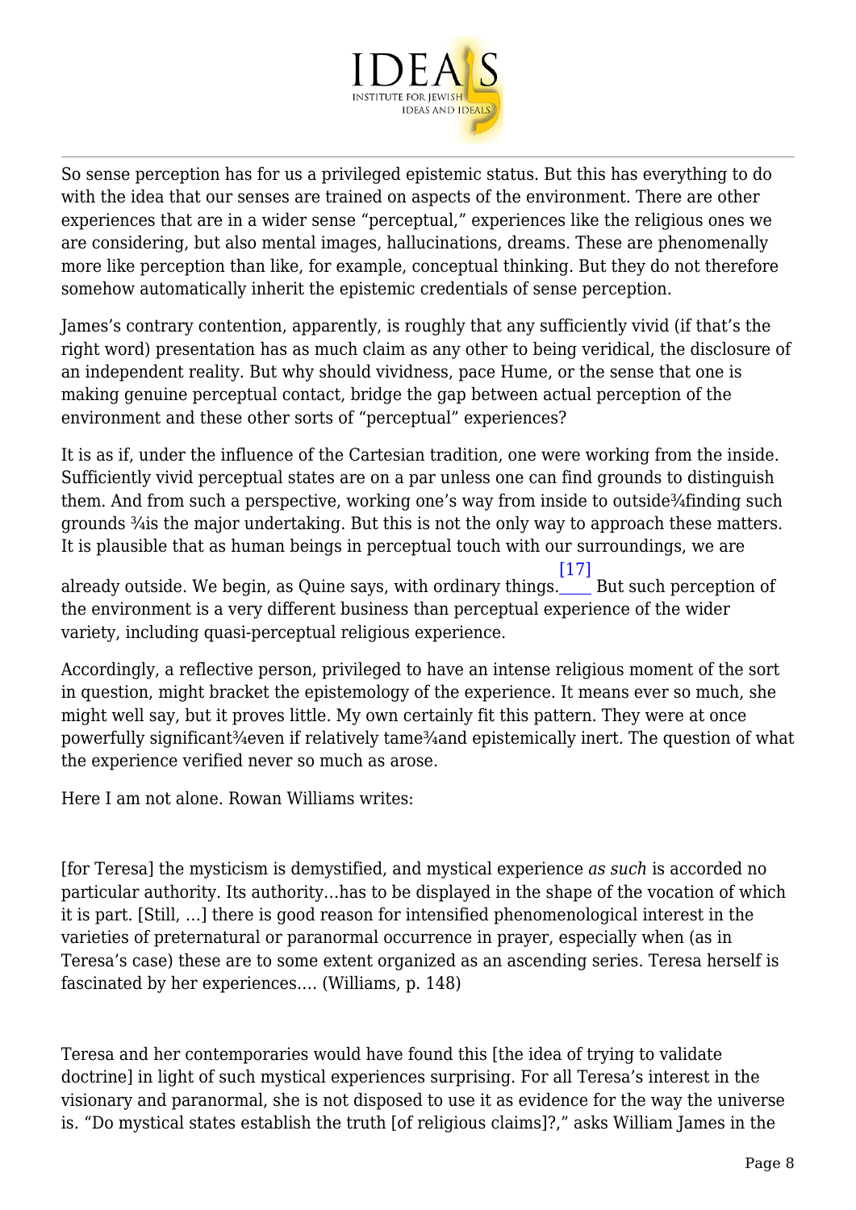So sense perception has for us a privileged epistemic status. But this has everything to do with the idea that our senses are trained on aspects of the environment. There are other experiences that are in a wider sense "perceptual," experiences like the religious ones we are considering, but also mental images, hallucinations, dreams. These are phenomenally more like perception than like, for example, conceptual thinking. But they do not therefore somehow automatically inherit the epistemic credentials of sense perception.

James's contrary contention, apparently, is roughly that any sufficiently vivid (if that's the right word) presentation has as much claim as any other to being veridical, the disclosure of an independent reality. But why should vividness, pace Hume, or the sense that one is making genuine perceptual contact, bridge the gap between actual perception of the environment and these other sorts of "perceptual" experiences?

It is as if, under the influence of the Cartesian tradition, one were working from the inside. Sufficiently vivid perceptual states are on a par unless one can find grounds to distinguish them. And from such a perspective, working one's way from inside to outside¾finding such grounds ¾is the major undertaking. But this is not the only way to approach these matters. It is plausible that as human beings in perceptual touch with our surroundings, we are already outside. We begin, as Quine says, with ordinary things.[17] But such perception of the environment is a very different business than perceptual experience of the wider variety, including quasi-perceptual religious experience.

Accordingly, a reflective person, privileged to have an intense religious moment of the sort in question, might bracket the epistemology of the experience. It means ever so much, she might well say, but it proves little. My own certainly fit this pattern. They were at once powerfully significant¾even if relatively tame¾and epistemically inert. The question of what the experience verified never so much as arose.

Here I am not alone. Rowan Williams writes:

> [for Teresa] the mysticism is demystified, and mystical experience *as such* is accorded no particular authority. Its authority…has to be displayed in the shape of the vocation of which it is part. [Still, …] there is good reason for intensified phenomenological interest in the varieties of preternatural or paranormal occurrence in prayer, especially when (as in Teresa's case) these are to some extent organized as an ascending series. Teresa herself is fascinated by her experiences…. (Williams, p. 148)

Teresa and her contemporaries would have found this [the idea of trying to validate doctrine] in light of such mystical experiences surprising. For all Teresa's interest in the visionary and paranormal, she is not disposed to use it as evidence for the way the universe is. "Do mystical states establish the truth [of religious claims]?," asks William James in the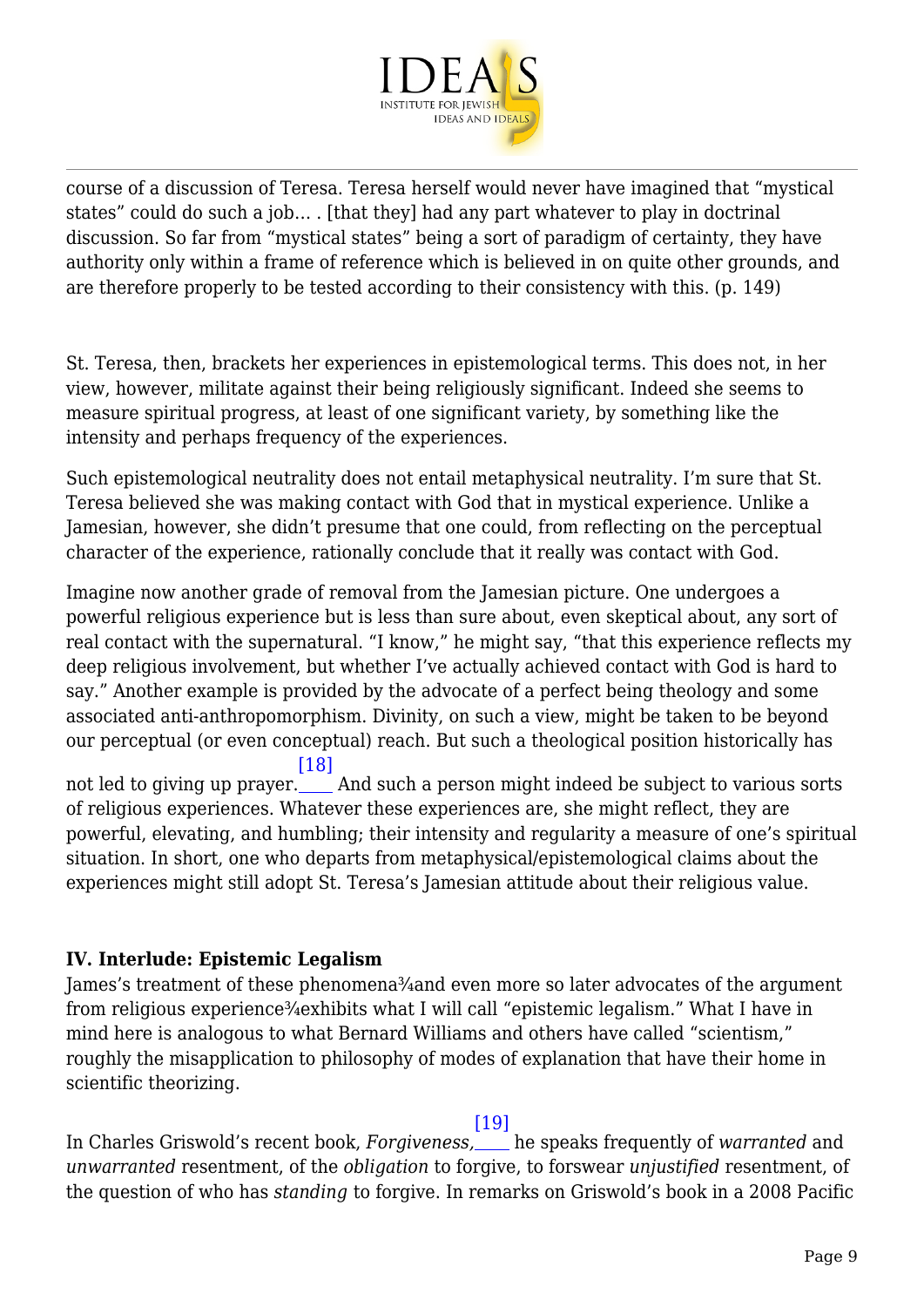course of a discussion of Teresa. Teresa herself would never have imagined that "mystical states" could do such a job… . [that they] had any part whatever to play in doctrinal discussion. So far from "mystical states" being a sort of paradigm of certainty, they have authority only within a frame of reference which is believed in on quite other grounds, and are therefore properly to be tested according to their consistency with this. (p. 149)

St. Teresa, then, brackets her experiences in epistemological terms. This does not, in her view, however, militate against their being religiously significant. Indeed she seems to measure spiritual progress, at least of one significant variety, by something like the intensity and perhaps frequency of the experiences.

Such epistemological neutrality does not entail metaphysical neutrality. I'm sure that St. Teresa believed she was making contact with God that in mystical experience. Unlike a Jamesian, however, she didn't presume that one could, from reflecting on the perceptual character of the experience, rationally conclude that it really was contact with God.

Imagine now another grade of removal from the Jamesian picture. One undergoes a powerful religious experience but is less than sure about, even skeptical about, any sort of real contact with the supernatural. "I know," he might say, "that this experience reflects my deep religious involvement, but whether I've actually achieved contact with God is hard to say." Another example is provided by the advocate of a perfect being theology and some associated anti-anthropomorphism. Divinity, on such a view, might be taken to be beyond our perceptual (or even conceptual) reach. But such a theological position historically has not led to giving up prayer.[18] And such a person might indeed be subject to various sorts of religious experiences. Whatever these experiences are, she might reflect, they are powerful, elevating, and humbling; their intensity and regularity a measure of one's spiritual situation. In short, one who departs from metaphysical/epistemological claims about the experiences might still adopt St. Teresa's Jamesian attitude about their religious value.

### IV. Interlude: Epistemic Legalism

James's treatment of these phenomena¾and even more so later advocates of the argument from religious experience¾exhibits what I will call "epistemic legalism." What I have in mind here is analogous to what Bernard Williams and others have called "scientism," roughly the misapplication to philosophy of modes of explanation that have their home in scientific theorizing.

In Charles Griswold's recent book, *Forgiveness,*[19] he speaks frequently of *warranted* and *unwarranted* resentment, of the *obligation* to forgive, to forswear *unjustified* resentment, of the question of who has *standing* to forgive. In remarks on Griswold's book in a 2008 Pacific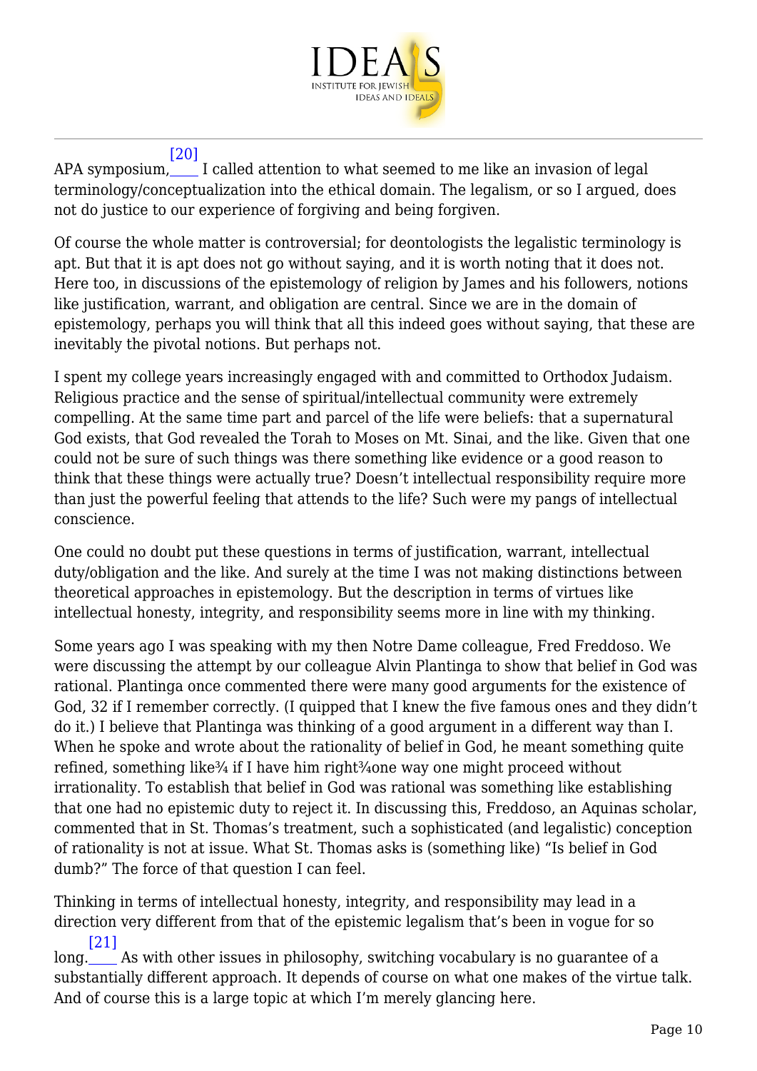APA symposium,[20] I called attention to what seemed to me like an invasion of legal terminology/conceptualization into the ethical domain. The legalism, or so I argued, does not do justice to our experience of forgiving and being forgiven.

Of course the whole matter is controversial; for deontologists the legalistic terminology is apt. But that it is apt does not go without saying, and it is worth noting that it does not. Here too, in discussions of the epistemology of religion by James and his followers, notions like justification, warrant, and obligation are central. Since we are in the domain of epistemology, perhaps you will think that all this indeed goes without saying, that these are inevitably the pivotal notions. But perhaps not.

I spent my college years increasingly engaged with and committed to Orthodox Judaism. Religious practice and the sense of spiritual/intellectual community were extremely compelling. At the same time part and parcel of the life were beliefs: that a supernatural God exists, that God revealed the Torah to Moses on Mt. Sinai, and the like. Given that one could not be sure of such things was there something like evidence or a good reason to think that these things were actually true? Doesn't intellectual responsibility require more than just the powerful feeling that attends to the life? Such were my pangs of intellectual conscience.

One could no doubt put these questions in terms of justification, warrant, intellectual duty/obligation and the like. And surely at the time I was not making distinctions between theoretical approaches in epistemology. But the description in terms of virtues like intellectual honesty, integrity, and responsibility seems more in line with my thinking.

Some years ago I was speaking with my then Notre Dame colleague, Fred Freddoso. We were discussing the attempt by our colleague Alvin Plantinga to show that belief in God was rational. Plantinga once commented there were many good arguments for the existence of God, 32 if I remember correctly. (I quipped that I knew the five famous ones and they didn't do it.) I believe that Plantinga was thinking of a good argument in a different way than I. When he spoke and wrote about the rationality of belief in God, he meant something quite refined, something like¾ if I have him right¾one way one might proceed without irrationality. To establish that belief in God was rational was something like establishing that one had no epistemic duty to reject it. In discussing this, Freddoso, an Aquinas scholar, commented that in St. Thomas's treatment, such a sophisticated (and legalistic) conception of rationality is not at issue. What St. Thomas asks is (something like) "Is belief in God dumb?" The force of that question I can feel.

Thinking in terms of intellectual honesty, integrity, and responsibility may lead in a direction very different from that of the epistemic legalism that's been in vogue for so long.[21] As with other issues in philosophy, switching vocabulary is no guarantee of a substantially different approach. It depends of course on what one makes of the virtue talk. And of course this is a large topic at which I'm merely glancing here.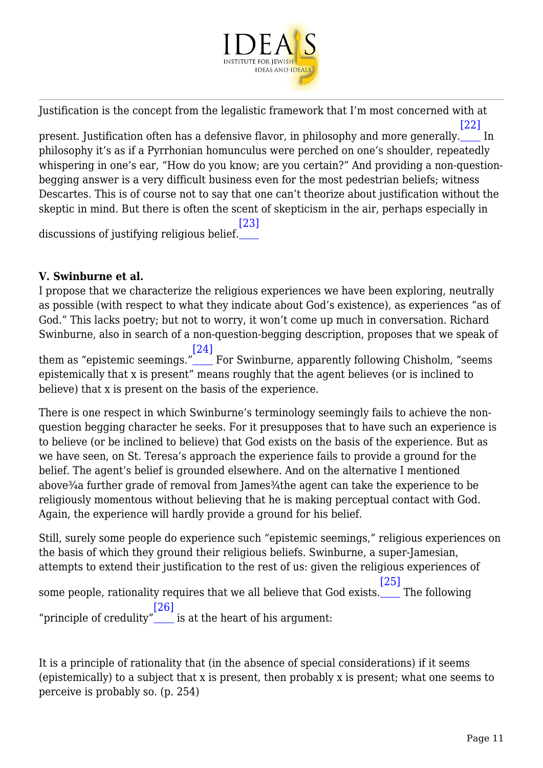Justification is the concept from the legalistic framework that I'm most concerned with at present. Justification often has a defensive flavor, in philosophy and more generally.[22] In philosophy it's as if a Pyrrhonian homunculus were perched on one's shoulder, repeatedly whispering in one's ear, "How do you know; are you certain?" And providing a non-question-begging answer is a very difficult business even for the most pedestrian beliefs; witness Descartes. This is of course not to say that one can't theorize about justification without the skeptic in mind. But there is often the scent of skepticism in the air, perhaps especially in discussions of justifying religious belief.[23]

**V. Swinburne et al.**

I propose that we characterize the religious experiences we have been exploring, neutrally as possible (with respect to what they indicate about God's existence), as experiences "as of God." This lacks poetry; but not to worry, it won't come up much in conversation. Richard Swinburne, also in search of a non-question-begging description, proposes that we speak of them as "epistemic seemings."[24] For Swinburne, apparently following Chisholm, "seems epistemically that x is present" means roughly that the agent believes (or is inclined to believe) that x is present on the basis of the experience.

There is one respect in which Swinburne's terminology seemingly fails to achieve the non-question begging character he seeks. For it presupposes that to have such an experience is to believe (or be inclined to believe) that God exists on the basis of the experience. But as we have seen, on St. Teresa's approach the experience fails to provide a ground for the belief. The agent's belief is grounded elsewhere. And on the alternative I mentioned above¾a further grade of removal from James¾the agent can take the experience to be religiously momentous without believing that he is making perceptual contact with God. Again, the experience will hardly provide a ground for his belief.

Still, surely some people do experience such "epistemic seemings," religious experiences on the basis of which they ground their religious beliefs. Swinburne, a super-Jamesian, attempts to extend their justification to the rest of us: given the religious experiences of some people, rationality requires that we all believe that God exists.[25] The following "principle of credulity"[26] is at the heart of his argument:

It is a principle of rationality that (in the absence of special considerations) if it seems (epistemically) to a subject that x is present, then probably x is present; what one seems to perceive is probably so. (p. 254)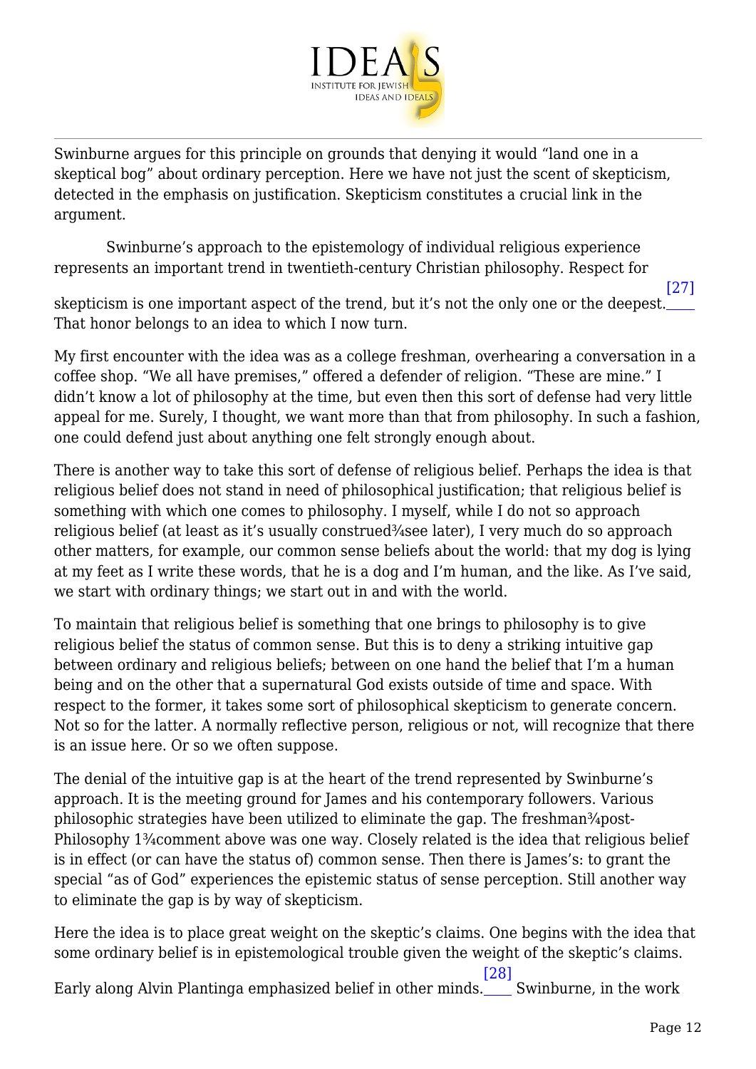Swinburne argues for this principle on grounds that denying it would "land one in a skeptical bog" about ordinary perception. Here we have not just the scent of skepticism, detected in the emphasis on justification. Skepticism constitutes a crucial link in the argument.

Swinburne's approach to the epistemology of individual religious experience represents an important trend in twentieth-century Christian philosophy. Respect for skepticism is one important aspect of the trend, but it's not the only one or the deepest.[27] That honor belongs to an idea to which I now turn.

My first encounter with the idea was as a college freshman, overhearing a conversation in a coffee shop. "We all have premises," offered a defender of religion. "These are mine." I didn't know a lot of philosophy at the time, but even then this sort of defense had very little appeal for me. Surely, I thought, we want more than that from philosophy. In such a fashion, one could defend just about anything one felt strongly enough about.

There is another way to take this sort of defense of religious belief. Perhaps the idea is that religious belief does not stand in need of philosophical justification; that religious belief is something with which one comes to philosophy. I myself, while I do not so approach religious belief (at least as it's usually construed¾see later), I very much do so approach other matters, for example, our common sense beliefs about the world: that my dog is lying at my feet as I write these words, that he is a dog and I'm human, and the like. As I've said, we start with ordinary things; we start out in and with the world.

To maintain that religious belief is something that one brings to philosophy is to give religious belief the status of common sense. But this is to deny a striking intuitive gap between ordinary and religious beliefs; between on one hand the belief that I'm a human being and on the other that a supernatural God exists outside of time and space. With respect to the former, it takes some sort of philosophical skepticism to generate concern. Not so for the latter. A normally reflective person, religious or not, will recognize that there is an issue here. Or so we often suppose.

The denial of the intuitive gap is at the heart of the trend represented by Swinburne's approach. It is the meeting ground for James and his contemporary followers. Various philosophic strategies have been utilized to eliminate the gap. The freshman¾post-Philosophy 1¾comment above was one way. Closely related is the idea that religious belief is in effect (or can have the status of) common sense. Then there is James's: to grant the special "as of God" experiences the epistemic status of sense perception. Still another way to eliminate the gap is by way of skepticism.

Here the idea is to place great weight on the skeptic's claims. One begins with the idea that some ordinary belief is in epistemological trouble given the weight of the skeptic's claims. Early along Alvin Plantinga emphasized belief in other minds.[28] Swinburne, in the work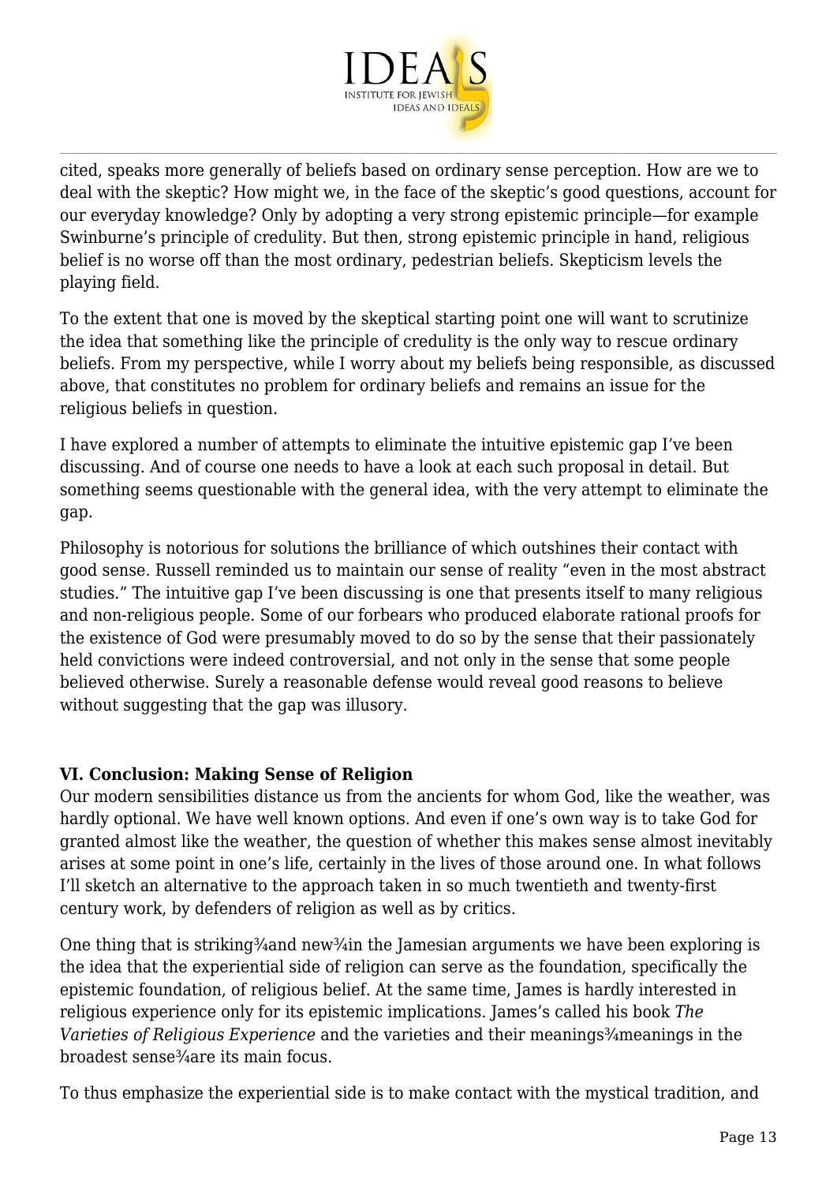cited, speaks more generally of beliefs based on ordinary sense perception. How are we to deal with the skeptic? How might we, in the face of the skeptic's good questions, account for our everyday knowledge? Only by adopting a very strong epistemic principle—for example Swinburne's principle of credulity. But then, strong epistemic principle in hand, religious belief is no worse off than the most ordinary, pedestrian beliefs. Skepticism levels the playing field.

To the extent that one is moved by the skeptical starting point one will want to scrutinize the idea that something like the principle of credulity is the only way to rescue ordinary beliefs. From my perspective, while I worry about my beliefs being responsible, as discussed above, that constitutes no problem for ordinary beliefs and remains an issue for the religious beliefs in question.

I have explored a number of attempts to eliminate the intuitive epistemic gap I've been discussing. And of course one needs to have a look at each such proposal in detail. But something seems questionable with the general idea, with the very attempt to eliminate the gap.

Philosophy is notorious for solutions the brilliance of which outshines their contact with good sense. Russell reminded us to maintain our sense of reality "even in the most abstract studies." The intuitive gap I've been discussing is one that presents itself to many religious and non-religious people. Some of our forbears who produced elaborate rational proofs for the existence of God were presumably moved to do so by the sense that their passionately held convictions were indeed controversial, and not only in the sense that some people believed otherwise. Surely a reasonable defense would reveal good reasons to believe without suggesting that the gap was illusory.

## VI. Conclusion: Making Sense of Religion

Our modern sensibilities distance us from the ancients for whom God, like the weather, was hardly optional. We have well known options. And even if one's own way is to take God for granted almost like the weather, the question of whether this makes sense almost inevitably arises at some point in one's life, certainly in the lives of those around one. In what follows I'll sketch an alternative to the approach taken in so much twentieth and twenty-first century work, by defenders of religion as well as by critics.

One thing that is striking¾and new¾in the Jamesian arguments we have been exploring is the idea that the experiential side of religion can serve as the foundation, specifically the epistemic foundation, of religious belief. At the same time, James is hardly interested in religious experience only for its epistemic implications. James's called his book *The Varieties of Religious Experience* and the varieties and their meanings¾meanings in the broadest sense¾are its main focus.

To thus emphasize the experiential side is to make contact with the mystical tradition, and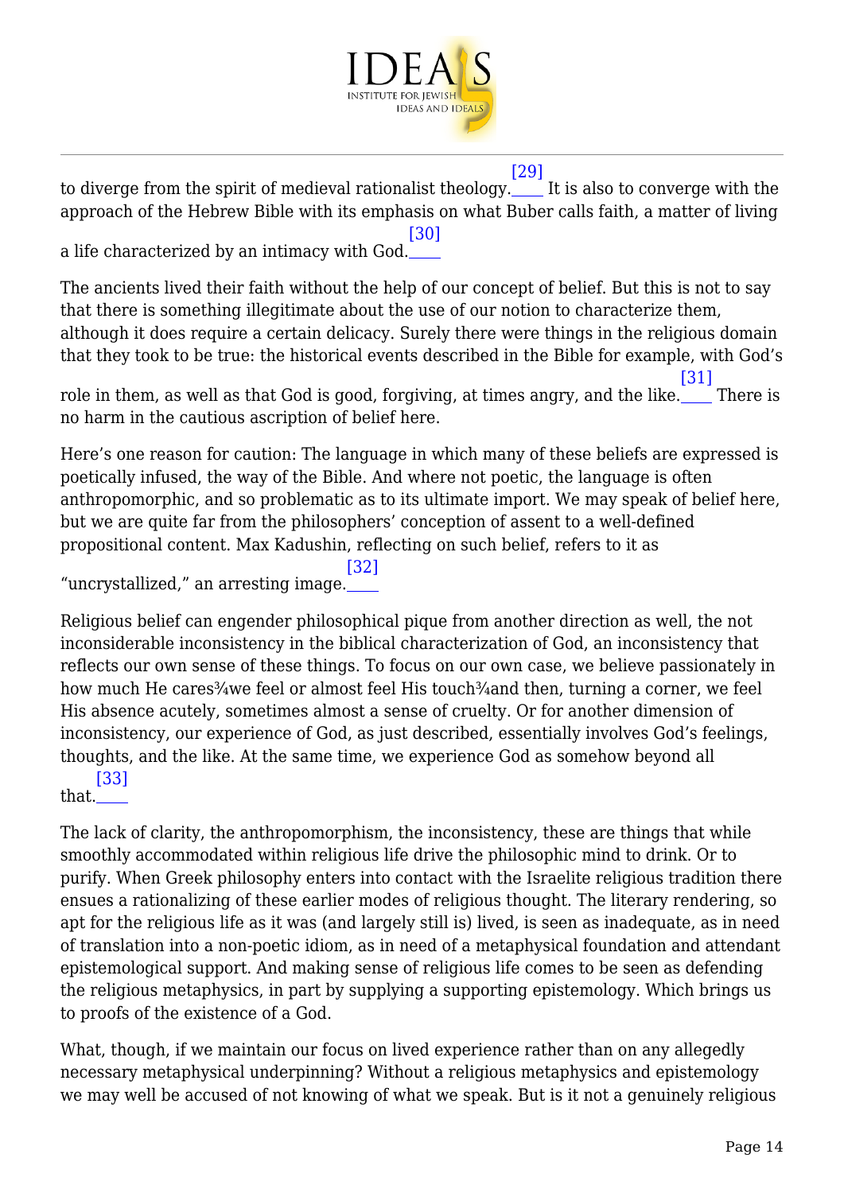to diverge from the spirit of medieval rationalist theology.[29] It is also to converge with the approach of the Hebrew Bible with its emphasis on what Buber calls faith, a matter of living a life characterized by an intimacy with God.[30]

The ancients lived their faith without the help of our concept of belief. But this is not to say that there is something illegitimate about the use of our notion to characterize them, although it does require a certain delicacy. Surely there were things in the religious domain that they took to be true: the historical events described in the Bible for example, with God's role in them, as well as that God is good, forgiving, at times angry, and the like.[31] There is no harm in the cautious ascription of belief here.

Here's one reason for caution: The language in which many of these beliefs are expressed is poetically infused, the way of the Bible. And where not poetic, the language is often anthropomorphic, and so problematic as to its ultimate import. We may speak of belief here, but we are quite far from the philosophers' conception of assent to a well-defined propositional content. Max Kadushin, reflecting on such belief, refers to it as "uncrystallized," an arresting image.[32]

Religious belief can engender philosophical pique from another direction as well, the not inconsiderable inconsistency in the biblical characterization of God, an inconsistency that reflects our own sense of these things. To focus on our own case, we believe passionately in how much He cares¾we feel or almost feel His touch¾and then, turning a corner, we feel His absence acutely, sometimes almost a sense of cruelty. Or for another dimension of inconsistency, our experience of God, as just described, essentially involves God's feelings, thoughts, and the like. At the same time, we experience God as somehow beyond all that.[33]

The lack of clarity, the anthropomorphism, the inconsistency, these are things that while smoothly accommodated within religious life drive the philosophic mind to drink. Or to purify. When Greek philosophy enters into contact with the Israelite religious tradition there ensues a rationalizing of these earlier modes of religious thought. The literary rendering, so apt for the religious life as it was (and largely still is) lived, is seen as inadequate, as in need of translation into a non-poetic idiom, as in need of a metaphysical foundation and attendant epistemological support. And making sense of religious life comes to be seen as defending the religious metaphysics, in part by supplying a supporting epistemology. Which brings us to proofs of the existence of a God.

What, though, if we maintain our focus on lived experience rather than on any allegedly necessary metaphysical underpinning? Without a religious metaphysics and epistemology we may well be accused of not knowing of what we speak. But is it not a genuinely religious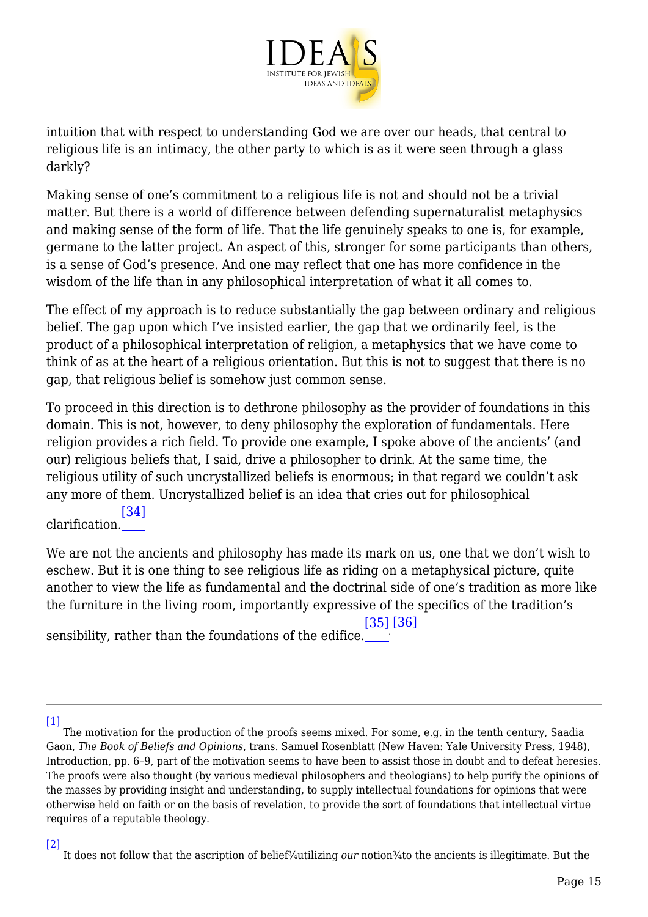intuition that with respect to understanding God we are over our heads, that central to religious life is an intimacy, the other party to which is as it were seen through a glass darkly?

Making sense of one's commitment to a religious life is not and should not be a trivial matter. But there is a world of difference between defending supernaturalist metaphysics and making sense of the form of life. That the life genuinely speaks to one is, for example, germane to the latter project. An aspect of this, stronger for some participants than others, is a sense of God's presence. And one may reflect that one has more confidence in the wisdom of the life than in any philosophical interpretation of what it all comes to.

The effect of my approach is to reduce substantially the gap between ordinary and religious belief. The gap upon which I've insisted earlier, the gap that we ordinarily feel, is the product of a philosophical interpretation of religion, a metaphysics that we have come to think of as at the heart of a religious orientation. But this is not to suggest that there is no gap, that religious belief is somehow just common sense.

To proceed in this direction is to dethrone philosophy as the provider of foundations in this domain. This is not, however, to deny philosophy the exploration of fundamentals. Here religion provides a rich field. To provide one example, I spoke above of the ancients' (and our) religious beliefs that, I said, drive a philosopher to drink. At the same time, the religious utility of such uncrystallized beliefs is enormous; in that regard we couldn't ask any more of them. Uncrystallized belief is an idea that cries out for philosophical clarification.[34]

We are not the ancients and philosophy has made its mark on us, one that we don't wish to eschew. But it is one thing to see religious life as riding on a metaphysical picture, quite another to view the life as fundamental and the doctrinal side of one's tradition as more like the furniture in the living room, importantly expressive of the specifics of the tradition's sensibility, rather than the foundations of the edifice.[35],[36]

---

[1] The motivation for the production of the proofs seems mixed. For some, e.g. in the tenth century, Saadia Gaon, *The Book of Beliefs and Opinions*, trans. Samuel Rosenblatt (New Haven: Yale University Press, 1948), Introduction, pp. 6–9, part of the motivation seems to have been to assist those in doubt and to defeat heresies. The proofs were also thought (by various medieval philosophers and theologians) to help purify the opinions of the masses by providing insight and understanding, to supply intellectual foundations for opinions that were otherwise held on faith or on the basis of revelation, to provide the sort of foundations that intellectual virtue requires of a reputable theology.

[2] It does not follow that the ascription of belief¾utilizing *our* notion¾to the ancients is illegitimate. But the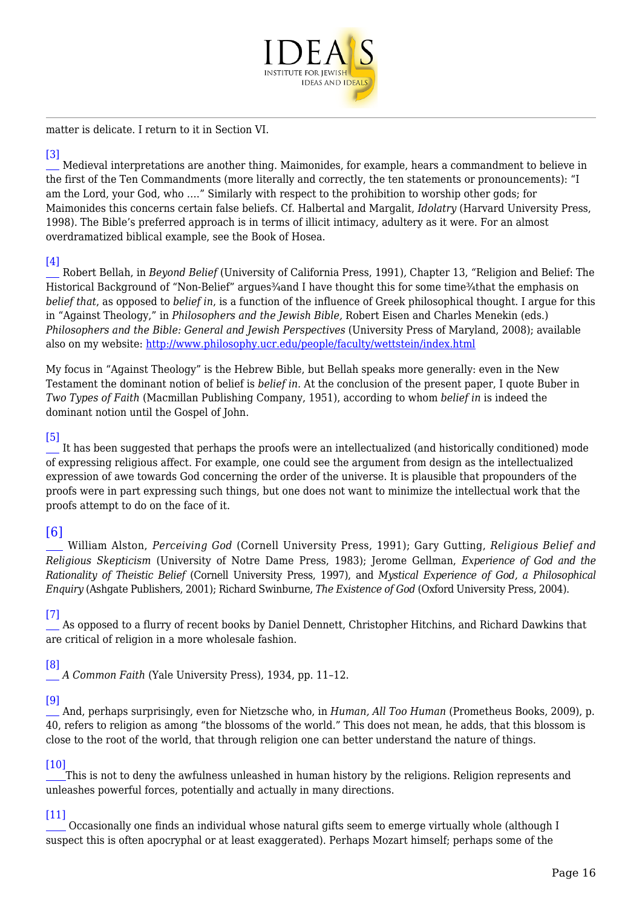matter is delicate. I return to it in Section VI.

[3] Medieval interpretations are another thing. Maimonides, for example, hears a commandment to believe in the first of the Ten Commandments (more literally and correctly, the ten statements or pronouncements): "I am the Lord, your God, who …." Similarly with respect to the prohibition to worship other gods; for Maimonides this concerns certain false beliefs. Cf. Halbertal and Margalit, *Idolatry* (Harvard University Press, 1998). The Bible's preferred approach is in terms of illicit intimacy, adultery as it were. For an almost overdramatized biblical example, see the Book of Hosea.

[4] Robert Bellah, in *Beyond Belief* (University of California Press, 1991), Chapter 13, "Religion and Belief: The Historical Background of "Non-Belief" argues¾and I have thought this for some time¾that the emphasis on *belief that*, as opposed to *belief in*, is a function of the influence of Greek philosophical thought. I argue for this in "Against Theology," in *Philosophers and the Jewish Bible,* Robert Eisen and Charles Menekin (eds.) *Philosophers and the Bible: General and Jewish Perspectives* (University Press of Maryland, 2008); available also on my website: http://www.philosophy.ucr.edu/people/faculty/wettstein/index.html

My focus in "Against Theology" is the Hebrew Bible, but Bellah speaks more generally: even in the New Testament the dominant notion of belief is *belief in.* At the conclusion of the present paper, I quote Buber in *Two Types of Faith* (Macmillan Publishing Company, 1951), according to whom *belief in* is indeed the dominant notion until the Gospel of John.

[5] It has been suggested that perhaps the proofs were an intellectualized (and historically conditioned) mode of expressing religious affect. For example, one could see the argument from design as the intellectualized expression of awe towards God concerning the order of the universe. It is plausible that propounders of the proofs were in part expressing such things, but one does not want to minimize the intellectual work that the proofs attempt to do on the face of it.

[6] William Alston, *Perceiving God* (Cornell University Press, 1991); Gary Gutting, *Religious Belief and Religious Skepticism* (University of Notre Dame Press, 1983); Jerome Gellman, *Experience of God and the Rationality of Theistic Belief* (Cornell University Press, 1997), and *Mystical Experience of God, a Philosophical Enquiry* (Ashgate Publishers, 2001); Richard Swinburne, *The Existence of God* (Oxford University Press, 2004).

[7] As opposed to a flurry of recent books by Daniel Dennett, Christopher Hitchins, and Richard Dawkins that are critical of religion in a more wholesale fashion.

[8] *A Common Faith* (Yale University Press), 1934, pp. 11–12.

[9] And, perhaps surprisingly, even for Nietzsche who, in *Human, All Too Human* (Prometheus Books, 2009), p. 40, refers to religion as among "the blossoms of the world." This does not mean, he adds, that this blossom is close to the root of the world, that through religion one can better understand the nature of things.

[10] This is not to deny the awfulness unleashed in human history by the religions. Religion represents and unleashes powerful forces, potentially and actually in many directions.

[11] Occasionally one finds an individual whose natural gifts seem to emerge virtually whole (although I suspect this is often apocryphal or at least exaggerated). Perhaps Mozart himself; perhaps some of the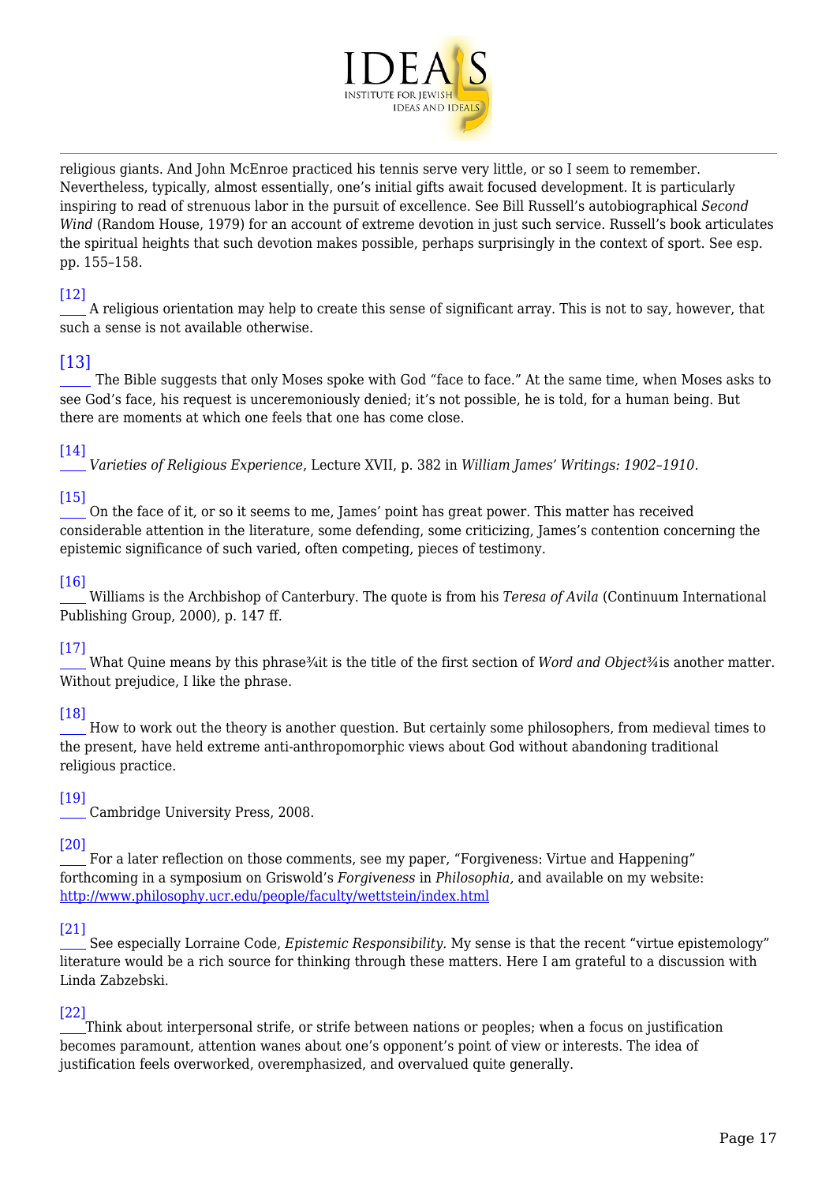religious giants. And John McEnroe practiced his tennis serve very little, or so I seem to remember. Nevertheless, typically, almost essentially, one's initial gifts await focused development. It is particularly inspiring to read of strenuous labor in the pursuit of excellence. See Bill Russell's autobiographical *Second Wind* (Random House, 1979) for an account of extreme devotion in just such service. Russell's book articulates the spiritual heights that such devotion makes possible, perhaps surprisingly in the context of sport. See esp. pp. 155–158.

[12] A religious orientation may help to create this sense of significant array. This is not to say, however, that such a sense is not available otherwise.

[13] The Bible suggests that only Moses spoke with God "face to face." At the same time, when Moses asks to see God's face, his request is unceremoniously denied; it's not possible, he is told, for a human being. But there are moments at which one feels that one has come close.

[14] *Varieties of Religious Experience*, Lecture XVII, p. 382 in *William James' Writings: 1902–1910*.

[15] On the face of it, or so it seems to me, James' point has great power. This matter has received considerable attention in the literature, some defending, some criticizing, James's contention concerning the epistemic significance of such varied, often competing, pieces of testimony.

[16] Williams is the Archbishop of Canterbury. The quote is from his *Teresa of Avila* (Continuum International Publishing Group, 2000), p. 147 ff.

[17] What Quine means by this phrase¾it is the title of the first section of *Word and Object*¾is another matter. Without prejudice, I like the phrase.

[18] How to work out the theory is another question. But certainly some philosophers, from medieval times to the present, have held extreme anti-anthropomorphic views about God without abandoning traditional religious practice.

[19] Cambridge University Press, 2008.

[20] For a later reflection on those comments, see my paper, "Forgiveness: Virtue and Happening" forthcoming in a symposium on Griswold's *Forgiveness* in *Philosophia,* and available on my website: http://www.philosophy.ucr.edu/people/faculty/wettstein/index.html

[21] See especially Lorraine Code, *Epistemic Responsibility.* My sense is that the recent "virtue epistemology" literature would be a rich source for thinking through these matters. Here I am grateful to a discussion with Linda Zabzebski.

[22] Think about interpersonal strife, or strife between nations or peoples; when a focus on justification becomes paramount, attention wanes about one's opponent's point of view or interests. The idea of justification feels overworked, overemphasized, and overvalued quite generally.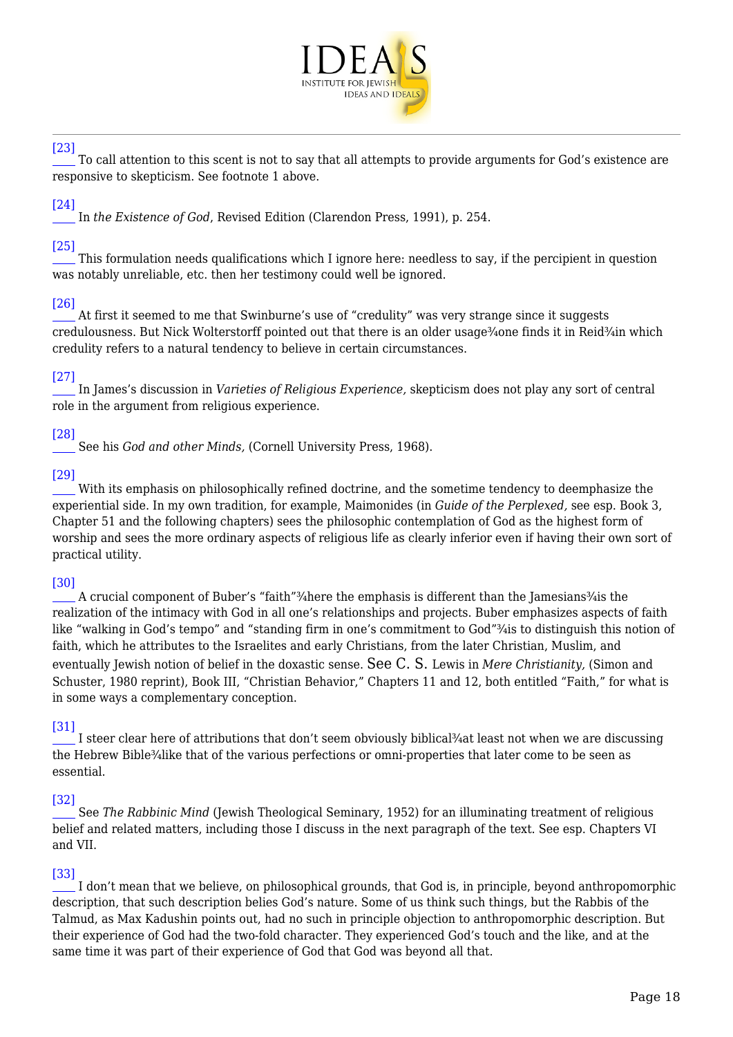[23] To call attention to this scent is not to say that all attempts to provide arguments for God's existence are responsive to skepticism. See footnote 1 above.

[24] In *the Existence of God*, Revised Edition (Clarendon Press, 1991), p. 254.

[25] This formulation needs qualifications which I ignore here: needless to say, if the percipient in question was notably unreliable, etc. then her testimony could well be ignored.

[26] At first it seemed to me that Swinburne's use of "credulity" was very strange since it suggests credulousness. But Nick Wolterstorff pointed out that there is an older usage¾one finds it in Reid¾in which credulity refers to a natural tendency to believe in certain circumstances.

[27] In James's discussion in *Varieties of Religious Experience,* skepticism does not play any sort of central role in the argument from religious experience.

[28] See his *God and other Minds,* (Cornell University Press, 1968).

[29] With its emphasis on philosophically refined doctrine, and the sometime tendency to deemphasize the experiential side. In my own tradition, for example, Maimonides (in *Guide of the Perplexed,* see esp. Book 3, Chapter 51 and the following chapters) sees the philosophic contemplation of God as the highest form of worship and sees the more ordinary aspects of religious life as clearly inferior even if having their own sort of practical utility.

[30] A crucial component of Buber's "faith"¾here the emphasis is different than the Jamesians¾is the realization of the intimacy with God in all one's relationships and projects. Buber emphasizes aspects of faith like "walking in God's tempo" and "standing firm in one's commitment to God"¾is to distinguish this notion of faith, which he attributes to the Israelites and early Christians, from the later Christian, Muslim, and eventually Jewish notion of belief in the doxastic sense. See C. S. Lewis in *Mere Christianity,* (Simon and Schuster, 1980 reprint), Book III, "Christian Behavior," Chapters 11 and 12, both entitled "Faith," for what is in some ways a complementary conception.

[31] I steer clear here of attributions that don't seem obviously biblical¾at least not when we are discussing the Hebrew Bible¾like that of the various perfections or omni-properties that later come to be seen as essential.

[32] See *The Rabbinic Mind* (Jewish Theological Seminary, 1952) for an illuminating treatment of religious belief and related matters, including those I discuss in the next paragraph of the text. See esp. Chapters VI and VII.

[33] I don't mean that we believe, on philosophical grounds, that God is, in principle, beyond anthropomorphic description, that such description belies God's nature. Some of us think such things, but the Rabbis of the Talmud, as Max Kadushin points out, had no such in principle objection to anthropomorphic description. But their experience of God had the two-fold character. They experienced God's touch and the like, and at the same time it was part of their experience of God that God was beyond all that.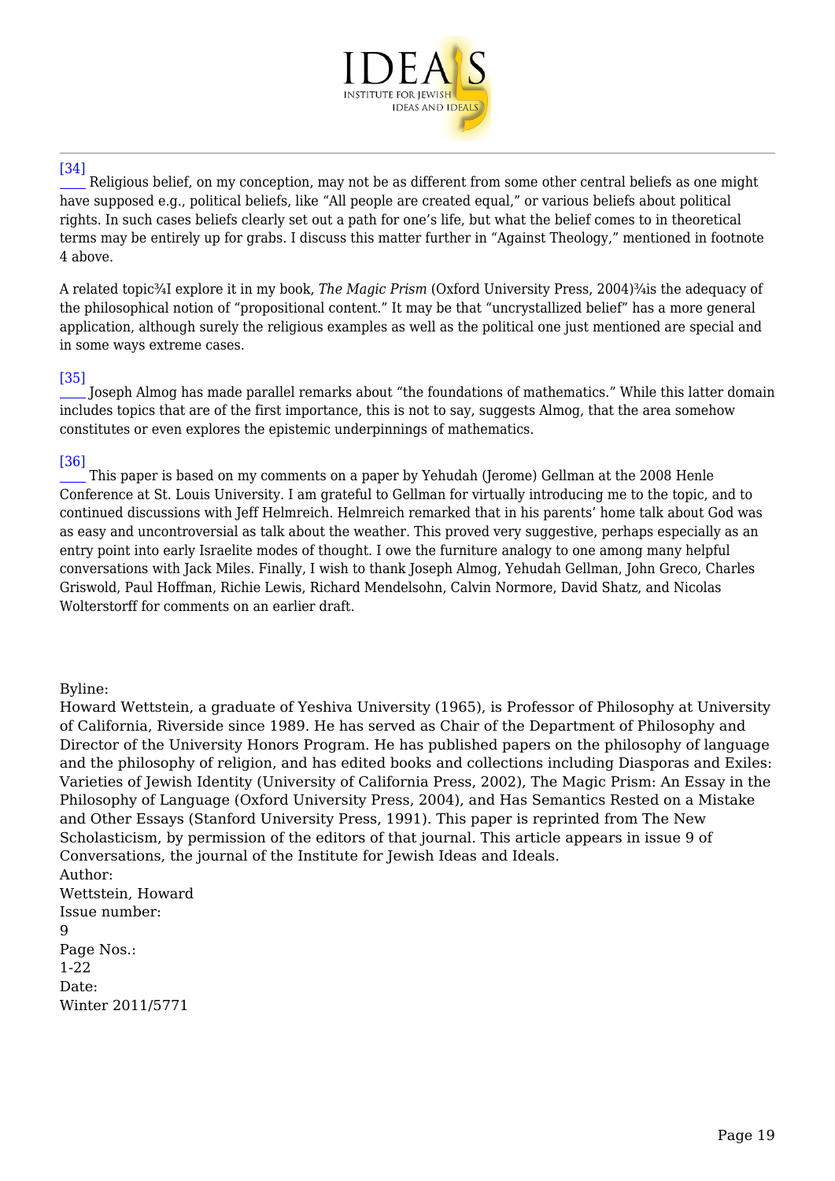[34] Religious belief, on my conception, may not be as different from some other central beliefs as one might have supposed e.g., political beliefs, like “All people are created equal,” or various beliefs about political rights. In such cases beliefs clearly set out a path for one’s life, but what the belief comes to in theoretical terms may be entirely up for grabs. I discuss this matter further in “Against Theology,” mentioned in footnote 4 above.

A related topic¾I explore it in my book, *The Magic Prism* (Oxford University Press, 2004)¾is the adequacy of the philosophical notion of “propositional content.” It may be that “uncrystallized belief” has a more general application, although surely the religious examples as well as the political one just mentioned are special and in some ways extreme cases.

[35] Joseph Almog has made parallel remarks about “the foundations of mathematics.” While this latter domain includes topics that are of the first importance, this is not to say, suggests Almog, that the area somehow constitutes or even explores the epistemic underpinnings of mathematics.

[36] This paper is based on my comments on a paper by Yehudah (Jerome) Gellman at the 2008 Henle Conference at St. Louis University. I am grateful to Gellman for virtually introducing me to the topic, and to continued discussions with Jeff Helmreich. Helmreich remarked that in his parents’ home talk about God was as easy and uncontroversial as talk about the weather. This proved very suggestive, perhaps especially as an entry point into early Israelite modes of thought. I owe the furniture analogy to one among many helpful conversations with Jack Miles. Finally, I wish to thank Joseph Almog, Yehudah Gellman, John Greco, Charles Griswold, Paul Hoffman, Richie Lewis, Richard Mendelsohn, Calvin Normore, David Shatz, and Nicolas Wolterstorff for comments on an earlier draft.

Byline:
Howard Wettstein, a graduate of Yeshiva University (1965), is Professor of Philosophy at University of California, Riverside since 1989. He has served as Chair of the Department of Philosophy and Director of the University Honors Program. He has published papers on the philosophy of language and the philosophy of religion, and has edited books and collections including Diasporas and Exiles: Varieties of Jewish Identity (University of California Press, 2002), The Magic Prism: An Essay in the Philosophy of Language (Oxford University Press, 2004), and Has Semantics Rested on a Mistake and Other Essays (Stanford University Press, 1991). This paper is reprinted from The New Scholasticism, by permission of the editors of that journal. This article appears in issue 9 of Conversations, the journal of the Institute for Jewish Ideas and Ideals.
Author:
Wettstein, Howard
Issue number:
9
Page Nos.:
1-22
Date:
Winter 2011/5771